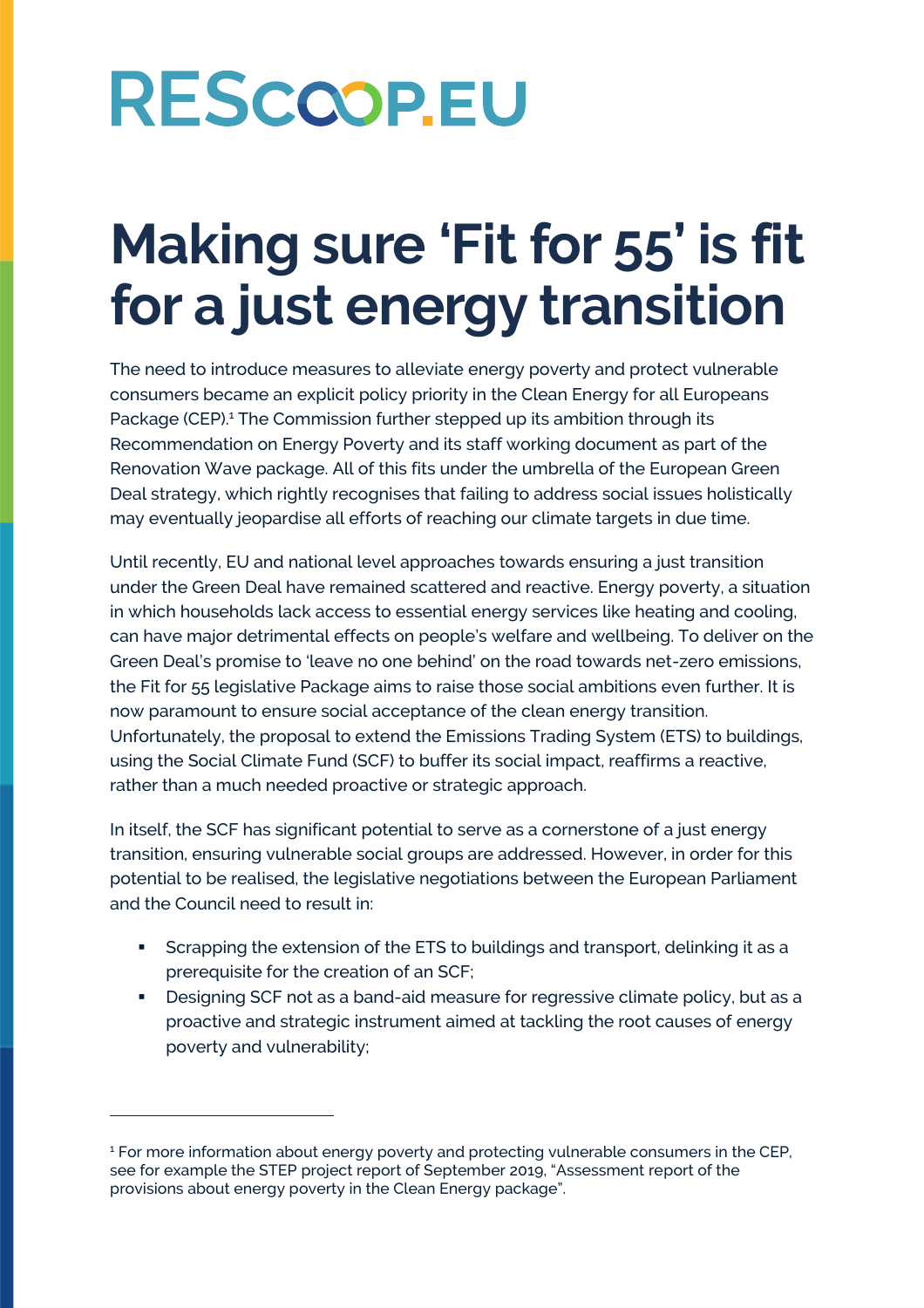RESCOOP.EU

# Making sure 'Fit for 55' is fit for a just energy transition

The need to introduce measures to alleviate energy poverty and protect vulnerable consumers became an explicit policy priority in the Clean Energy for all Europeans Package (CEP).[1] The Commission further stepped up its ambition through its Recommendation on Energy Poverty and its staff working document as part of the Renovation Wave package. All of this fits under the umbrella of the European Green Deal strategy, which rightly recognises that failing to address social issues holistically may eventually jeopardise all efforts of reaching our climate targets in due time.

Until recently, EU and national level approaches towards ensuring a just transition under the Green Deal have remained scattered and reactive. Energy poverty, a situation in which households lack access to essential energy services like heating and cooling, can have major detrimental effects on people's welfare and wellbeing. To deliver on the Green Deal's promise to 'leave no one behind' on the road towards net-zero emissions, the Fit for 55 legislative Package aims to raise those social ambitions even further. It is now paramount to ensure social acceptance of the clean energy transition. Unfortunately, the proposal to extend the Emissions Trading System (ETS) to buildings, using the Social Climate Fund (SCF) to buffer its social impact, reaffirms a reactive, rather than a much needed proactive or strategic approach.

In itself, the SCF has significant potential to serve as a cornerstone of a just energy transition, ensuring vulnerable social groups are addressed. However, in order for this potential to be realised, the legislative negotiations between the European Parliament and the Council need to result in:

- Scrapping the extension of the ETS to buildings and transport, delinking it as a prerequisite for the creation of an SCF;
- Designing SCF not as a band-aid measure for regressive climate policy, but as a proactive and strategic instrument aimed at tackling the root causes of energy poverty and vulnerability;

---

[1] For more information about energy poverty and protecting vulnerable consumers in the CEP, see for example the STEP project report of September 2019, "Assessment report of the provisions about energy poverty in the Clean Energy package".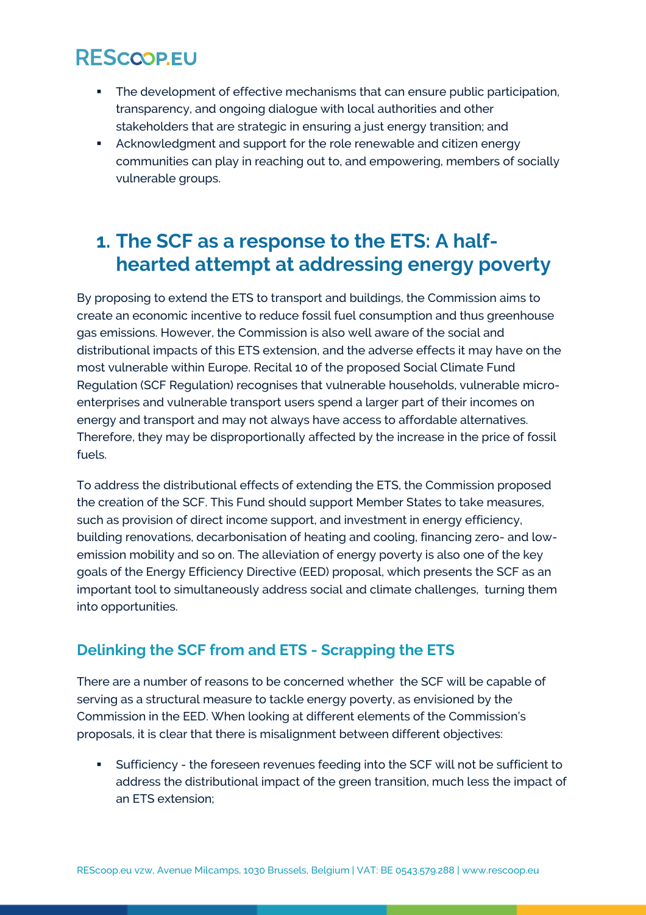- The development of effective mechanisms that can ensure public participation, transparency, and ongoing dialogue with local authorities and other stakeholders that are strategic in ensuring a just energy transition; and
- Acknowledgment and support for the role renewable and citizen energy communities can play in reaching out to, and empowering, members of socially vulnerable groups.

# 1. The SCF as a response to the ETS: A half-hearted attempt at addressing energy poverty

By proposing to extend the ETS to transport and buildings, the Commission aims to create an economic incentive to reduce fossil fuel consumption and thus greenhouse gas emissions. However, the Commission is also well aware of the social and distributional impacts of this ETS extension, and the adverse effects it may have on the most vulnerable within Europe. Recital 10 of the proposed Social Climate Fund Regulation (SCF Regulation) recognises that vulnerable households, vulnerable micro-enterprises and vulnerable transport users spend a larger part of their incomes on energy and transport and may not always have access to affordable alternatives. Therefore, they may be disproportionally affected by the increase in the price of fossil fuels.

To address the distributional effects of extending the ETS, the Commission proposed the creation of the SCF. This Fund should support Member States to take measures, such as provision of direct income support, and investment in energy efficiency, building renovations, decarbonisation of heating and cooling, financing zero- and low-emission mobility and so on. The alleviation of energy poverty is also one of the key goals of the Energy Efficiency Directive (EED) proposal, which presents the SCF as an important tool to simultaneously address social and climate challenges, turning them into opportunities.

## Delinking the SCF from and ETS - Scrapping the ETS

There are a number of reasons to be concerned whether the SCF will be capable of serving as a structural measure to tackle energy poverty, as envisioned by the Commission in the EED. When looking at different elements of the Commission's proposals, it is clear that there is misalignment between different objectives:

- Sufficiency - the foreseen revenues feeding into the SCF will not be sufficient to address the distributional impact of the green transition, much less the impact of an ETS extension;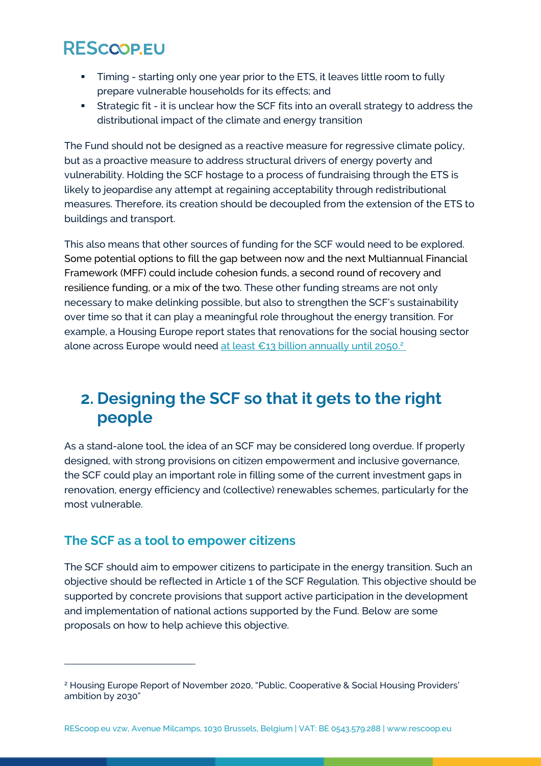- Timing - starting only one year prior to the ETS, it leaves little room to fully prepare vulnerable households for its effects; and
- Strategic fit - it is unclear how the SCF fits into an overall strategy t0 address the distributional impact of the climate and energy transition

The Fund should not be designed as a reactive measure for regressive climate policy, but as a proactive measure to address structural drivers of energy poverty and vulnerability. Holding the SCF hostage to a process of fundraising through the ETS is likely to jeopardise any attempt at regaining acceptability through redistributional measures. Therefore, its creation should be decoupled from the extension of the ETS to buildings and transport.

This also means that other sources of funding for the SCF would need to be explored. Some potential options to fill the gap between now and the next Multiannual Financial Framework (MFF) could include cohesion funds, a second round of recovery and resilience funding, or a mix of the two. These other funding streams are not only necessary to make delinking possible, but also to strengthen the SCF's sustainability over time so that it can play a meaningful role throughout the energy transition. For example, a Housing Europe report states that renovations for the social housing sector alone across Europe would need at least €13 billion annually until 2050.[2]

## 2. Designing the SCF so that it gets to the right people

As a stand-alone tool, the idea of an SCF may be considered long overdue. If properly designed, with strong provisions on citizen empowerment and inclusive governance, the SCF could play an important role in filling some of the current investment gaps in renovation, energy efficiency and (collective) renewables schemes, particularly for the most vulnerable.

### The SCF as a tool to empower citizens

The SCF should aim to empower citizens to participate in the energy transition. Such an objective should be reflected in Article 1 of the SCF Regulation. This objective should be supported by concrete provisions that support active participation in the development and implementation of national actions supported by the Fund. Below are some proposals on how to help achieve this objective.

[2] Housing Europe Report of November 2020, "Public, Cooperative & Social Housing Providers' ambition by 2030"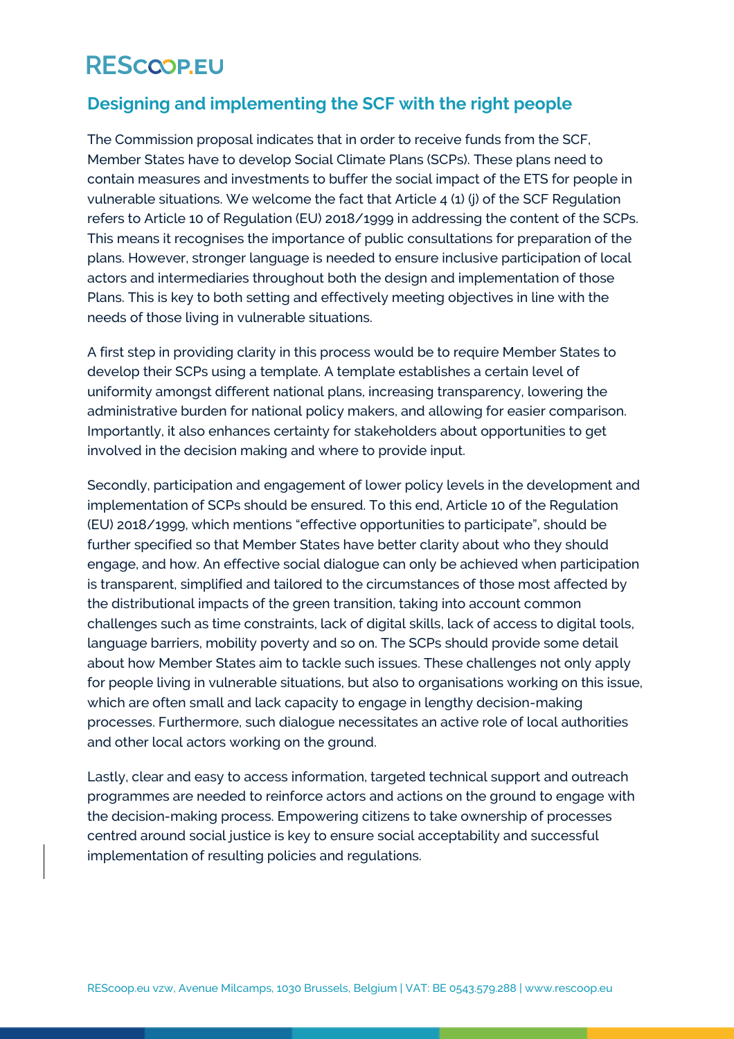## Designing and implementing the SCF with the right people

The Commission proposal indicates that in order to receive funds from the SCF, Member States have to develop Social Climate Plans (SCPs). These plans need to contain measures and investments to buffer the social impact of the ETS for people in vulnerable situations. We welcome the fact that Article 4 (1) (j) of the SCF Regulation refers to Article 10 of Regulation (EU) 2018/1999 in addressing the content of the SCPs. This means it recognises the importance of public consultations for preparation of the plans. However, stronger language is needed to ensure inclusive participation of local actors and intermediaries throughout both the design and implementation of those Plans. This is key to both setting and effectively meeting objectives in line with the needs of those living in vulnerable situations.

A first step in providing clarity in this process would be to require Member States to develop their SCPs using a template. A template establishes a certain level of uniformity amongst different national plans, increasing transparency, lowering the administrative burden for national policy makers, and allowing for easier comparison. Importantly, it also enhances certainty for stakeholders about opportunities to get involved in the decision making and where to provide input.

Secondly, participation and engagement of lower policy levels in the development and implementation of SCPs should be ensured. To this end, Article 10 of the Regulation (EU) 2018/1999, which mentions "effective opportunities to participate", should be further specified so that Member States have better clarity about who they should engage, and how. An effective social dialogue can only be achieved when participation is transparent, simplified and tailored to the circumstances of those most affected by the distributional impacts of the green transition, taking into account common challenges such as time constraints, lack of digital skills, lack of access to digital tools, language barriers, mobility poverty and so on. The SCPs should provide some detail about how Member States aim to tackle such issues. These challenges not only apply for people living in vulnerable situations, but also to organisations working on this issue, which are often small and lack capacity to engage in lengthy decision-making processes. Furthermore, such dialogue necessitates an active role of local authorities and other local actors working on the ground.

Lastly, clear and easy to access information, targeted technical support and outreach programmes are needed to reinforce actors and actions on the ground to engage with the decision-making process. Empowering citizens to take ownership of processes centred around social justice is key to ensure social acceptability and successful implementation of resulting policies and regulations.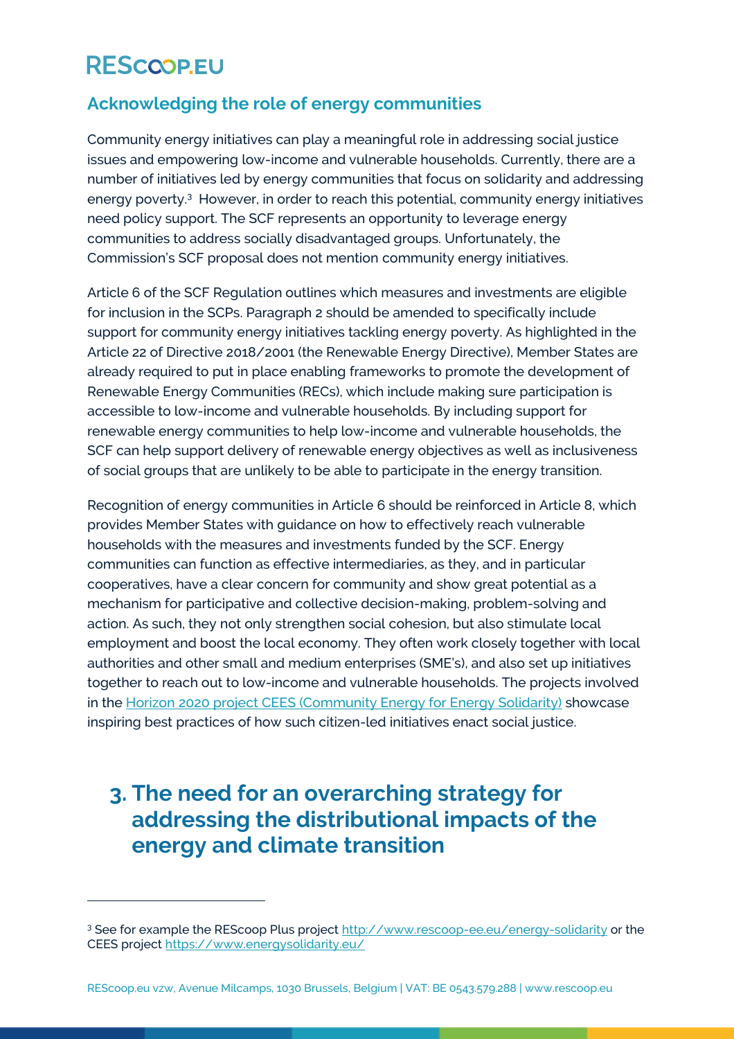## Acknowledging the role of energy communities

Community energy initiatives can play a meaningful role in addressing social justice issues and empowering low-income and vulnerable households. Currently, there are a number of initiatives led by energy communities that focus on solidarity and addressing energy poverty.[3] However, in order to reach this potential, community energy initiatives need policy support. The SCF represents an opportunity to leverage energy communities to address socially disadvantaged groups. Unfortunately, the Commission's SCF proposal does not mention community energy initiatives.

Article 6 of the SCF Regulation outlines which measures and investments are eligible for inclusion in the SCPs. Paragraph 2 should be amended to specifically include support for community energy initiatives tackling energy poverty. As highlighted in the Article 22 of Directive 2018/2001 (the Renewable Energy Directive), Member States are already required to put in place enabling frameworks to promote the development of Renewable Energy Communities (RECs), which include making sure participation is accessible to low-income and vulnerable households. By including support for renewable energy communities to help low-income and vulnerable households, the SCF can help support delivery of renewable energy objectives as well as inclusiveness of social groups that are unlikely to be able to participate in the energy transition.

Recognition of energy communities in Article 6 should be reinforced in Article 8, which provides Member States with guidance on how to effectively reach vulnerable households with the measures and investments funded by the SCF. Energy communities can function as effective intermediaries, as they, and in particular cooperatives, have a clear concern for community and show great potential as a mechanism for participative and collective decision-making, problem-solving and action. As such, they not only strengthen social cohesion, but also stimulate local employment and boost the local economy. They often work closely together with local authorities and other small and medium enterprises (SME's), and also set up initiatives together to reach out to low-income and vulnerable households. The projects involved in the Horizon 2020 project CEES (Community Energy for Energy Solidarity) showcase inspiring best practices of how such citizen-led initiatives enact social justice.

# 3. The need for an overarching strategy for addressing the distributional impacts of the energy and climate transition

[3] See for example the REScoop Plus project http://www.rescoop-ee.eu/energy-solidarity or the CEES project https://www.energysolidarity.eu/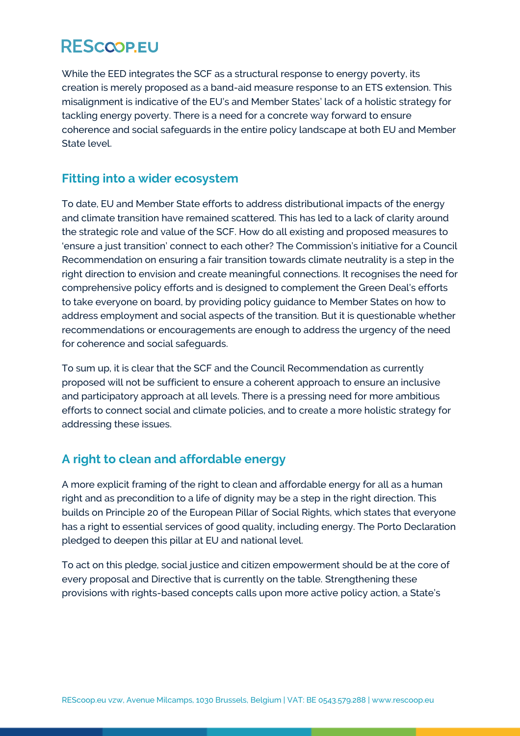While the EED integrates the SCF as a structural response to energy poverty, its creation is merely proposed as a band-aid measure response to an ETS extension. This misalignment is indicative of the EU's and Member States' lack of a holistic strategy for tackling energy poverty. There is a need for a concrete way forward to ensure coherence and social safeguards in the entire policy landscape at both EU and Member State level.

## Fitting into a wider ecosystem

To date, EU and Member State efforts to address distributional impacts of the energy and climate transition have remained scattered. This has led to a lack of clarity around the strategic role and value of the SCF. How do all existing and proposed measures to 'ensure a just transition' connect to each other? The Commission's initiative for a Council Recommendation on ensuring a fair transition towards climate neutrality is a step in the right direction to envision and create meaningful connections. It recognises the need for comprehensive policy efforts and is designed to complement the Green Deal's efforts to take everyone on board, by providing policy guidance to Member States on how to address employment and social aspects of the transition. But it is questionable whether recommendations or encouragements are enough to address the urgency of the need for coherence and social safeguards.

To sum up, it is clear that the SCF and the Council Recommendation as currently proposed will not be sufficient to ensure a coherent approach to ensure an inclusive and participatory approach at all levels. There is a pressing need for more ambitious efforts to connect social and climate policies, and to create a more holistic strategy for addressing these issues.

## A right to clean and affordable energy

A more explicit framing of the right to clean and affordable energy for all as a human right and as precondition to a life of dignity may be a step in the right direction. This builds on Principle 20 of the European Pillar of Social Rights, which states that everyone has a right to essential services of good quality, including energy. The Porto Declaration pledged to deepen this pillar at EU and national level.

To act on this pledge, social justice and citizen empowerment should be at the core of every proposal and Directive that is currently on the table. Strengthening these provisions with rights-based concepts calls upon more active policy action, a State's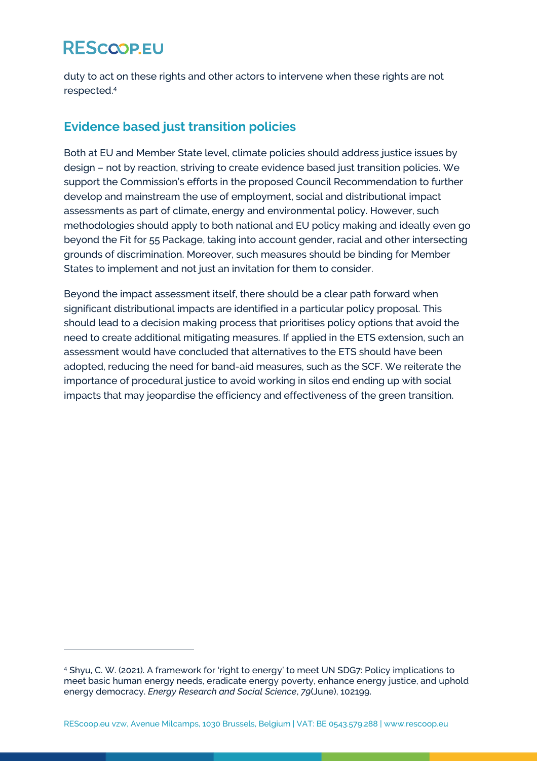duty to act on these rights and other actors to intervene when these rights are not respected.[4]

## Evidence based just transition policies

Both at EU and Member State level, climate policies should address justice issues by design – not by reaction, striving to create evidence based just transition policies. We support the Commission's efforts in the proposed Council Recommendation to further develop and mainstream the use of employment, social and distributional impact assessments as part of climate, energy and environmental policy. However, such methodologies should apply to both national and EU policy making and ideally even go beyond the Fit for 55 Package, taking into account gender, racial and other intersecting grounds of discrimination. Moreover, such measures should be binding for Member States to implement and not just an invitation for them to consider.

Beyond the impact assessment itself, there should be a clear path forward when significant distributional impacts are identified in a particular policy proposal. This should lead to a decision making process that prioritises policy options that avoid the need to create additional mitigating measures. If applied in the ETS extension, such an assessment would have concluded that alternatives to the ETS should have been adopted, reducing the need for band-aid measures, such as the SCF. We reiterate the importance of procedural justice to avoid working in silos end ending up with social impacts that may jeopardise the efficiency and effectiveness of the green transition.

---

[4] Shyu, C. W. (2021). A framework for 'right to energy' to meet UN SDG7: Policy implications to meet basic human energy needs, eradicate energy poverty, enhance energy justice, and uphold energy democracy. *Energy Research and Social Science*, *79*(June), 102199.